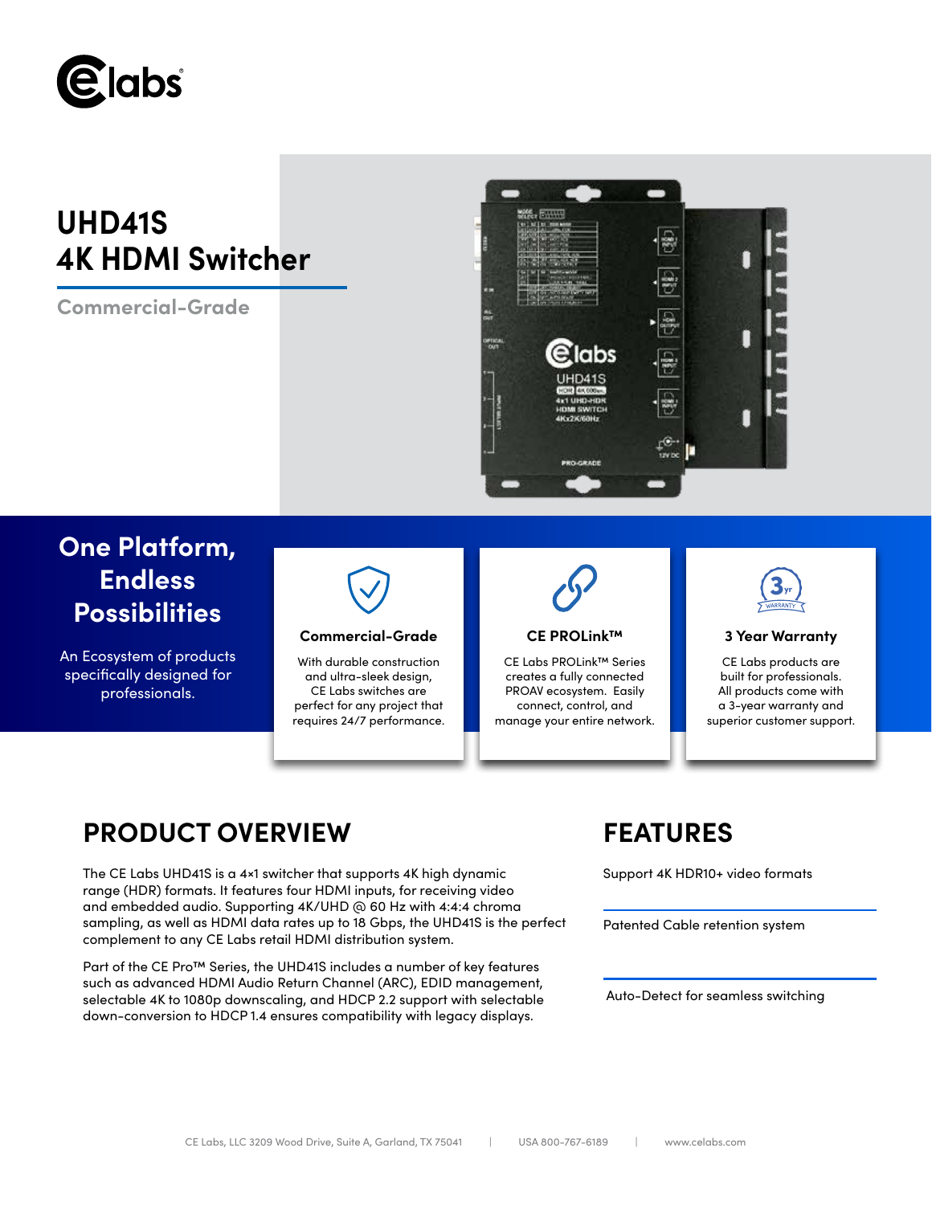# UHD41S 4K HDMI Switcher

**Commercial-Grade**

## One Platform, Endless Possibilities

An Ecosystem of products specifically designed for professionals.

### Commercial-Grade

With durable construction and ultra-sleek design, CE Labs switches are perfect for any project that requires 24/7 performance.

### CE PROLink™

CE Labs PROLink™ Series creates a fully connected PROAV ecosystem. Easily connect, control, and manage your entire network.

### 3 Year Warranty

CE Labs products are built for professionals. All products come with a 3-year warranty and superior customer support.

## PRODUCT OVERVIEW

The CE Labs UHD41S is a 4×1 switcher that supports 4K high dynamic range (HDR) formats. It features four HDMI inputs, for receiving video and embedded audio. Supporting 4K/UHD @ 60 Hz with 4:4:4 chroma sampling, as well as HDMI data rates up to 18 Gbps, the UHD41S is the perfect complement to any CE Labs retail HDMI distribution system.

Part of the CE Pro™ Series, the UHD41S includes a number of key features such as advanced HDMI Audio Return Channel (ARC), EDID management, selectable 4K to 1080p downscaling, and HDCP 2.2 support with selectable down-conversion to HDCP 1.4 ensures compatibility with legacy displays.

## FEATURES

Support 4K HDR10+ video formats

Patented Cable retention system

Auto-Detect for seamless switching

CE Labs, LLC 3209 Wood Drive, Suite A, Garland, TX 75041 | USA 800-767-6189 | www.celabs.com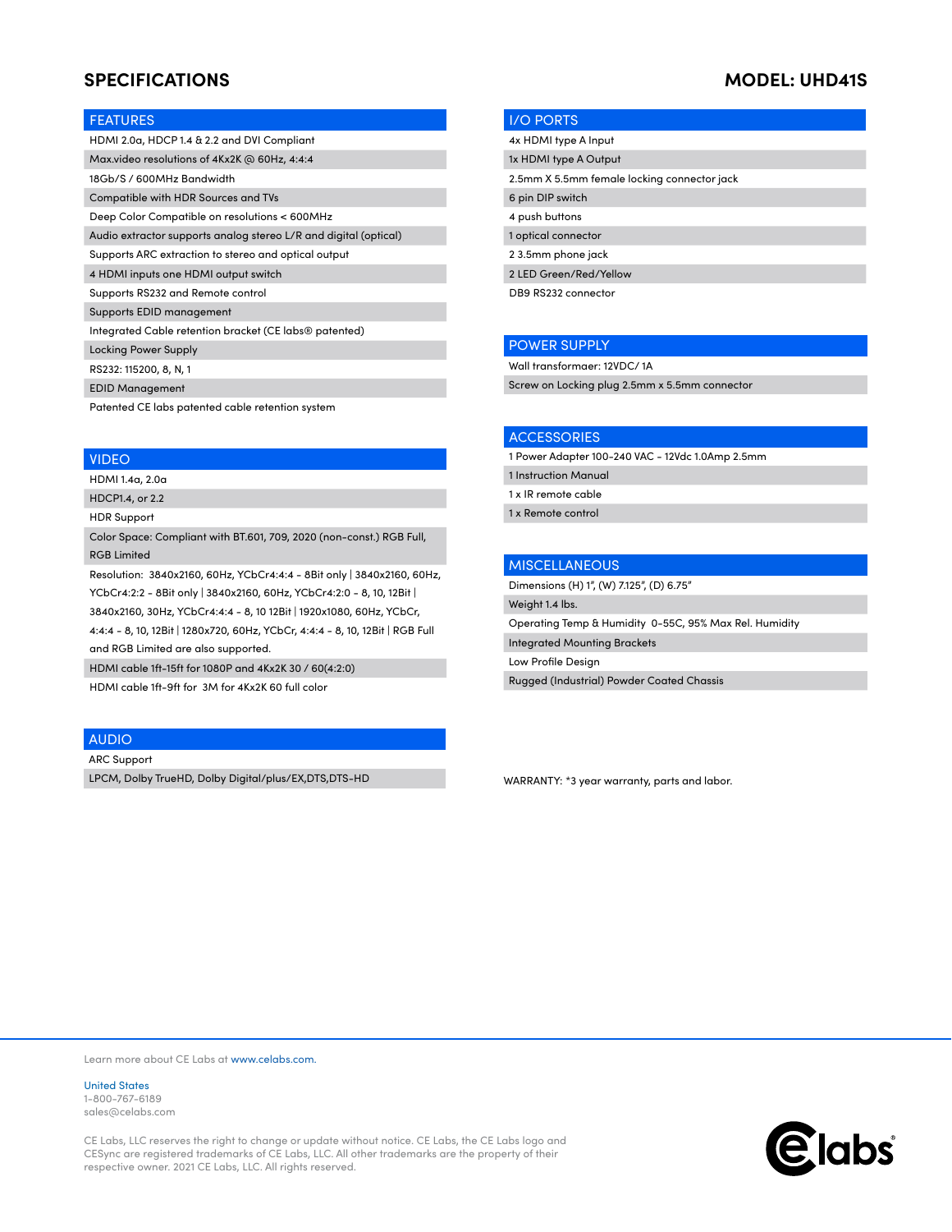# SPECIFICATIONS

## MODEL: UHD41S

### FEATURES

- HDMI 2.0a, HDCP 1.4 & 2.2 and DVI Compliant
- Max.video resolutions of 4Kx2K @ 60Hz, 4:4:4
- 18Gb/S / 600MHz Bandwidth
- Compatible with HDR Sources and TVs
- Deep Color Compatible on resolutions < 600MHz
- Audio extractor supports analog stereo L/R and digital (optical)
- Supports ARC extraction to stereo and optical output
- 4 HDMI inputs one HDMI output switch
- Supports RS232 and Remote control
- Supports EDID management
- Integrated Cable retention bracket (CE labs® patented)
- Locking Power Supply
- RS232: 115200, 8, N, 1
- EDID Management
- Patented CE labs patented cable retention system

### VIDEO

- HDMI 1.4a, 2.0a
- HDCP1.4, or 2.2
- HDR Support
- Color Space: Compliant with BT.601, 709, 2020 (non-const.) RGB Full, RGB Limited
- Resolution: 3840x2160, 60Hz, YCbCr4:4:4 - 8Bit only | 3840x2160, 60Hz, YCbCr4:2:2 - 8Bit only | 3840x2160, 60Hz, YCbCr4:2:0 - 8, 10, 12Bit | 3840x2160, 30Hz, YCbCr4:4:4 - 8, 10 12Bit | 1920x1080, 60Hz, YCbCr, 4:4:4 - 8, 10, 12Bit | 1280x720, 60Hz, YCbCr, 4:4:4 - 8, 10, 12Bit | RGB Full and RGB Limited are also supported.
- HDMI cable 1ft-15ft for 1080P and 4Kx2K 30 / 60(4:2:0)
- HDMI cable 1ft-9ft for 3M for 4Kx2K 60 full color

### AUDIO

- ARC Support
- LPCM, Dolby TrueHD, Dolby Digital/plus/EX,DTS,DTS-HD

### I/O PORTS

- 4x HDMI type A Input
- 1x HDMI type A Output
- 2.5mm X 5.5mm female locking connector jack
- 6 pin DIP switch
- 4 push buttons
- 1 optical connector
- 2 3.5mm phone jack
- 2 LED Green/Red/Yellow
- DB9 RS232 connector

### POWER SUPPLY

- Wall transformaer: 12VDC/ 1A
- Screw on Locking plug 2.5mm x 5.5mm connector

### ACCESSORIES

- 1 Power Adapter 100-240 VAC - 12Vdc 1.0Amp 2.5mm
- 1 Instruction Manual
- 1 x IR remote cable
- 1 x Remote control

### MISCELLANEOUS

- Dimensions (H) 1", (W) 7.125", (D) 6.75"
- Weight 1.4 lbs.
- Operating Temp & Humidity 0-55C, 95% Max Rel. Humidity
- Integrated Mounting Brackets
- Low Profile Design
- Rugged (Industrial) Powder Coated Chassis

WARRANTY: *3 year warranty, parts and labor.

Learn more about CE Labs at www.celabs.com.

United States
1-800-767-6189
sales@celabs.com

CE Labs, LLC reserves the right to change or update without notice. CE Labs, the CE Labs logo and CESync are registered trademarks of CE Labs, LLC. All other trademarks are the property of their respective owner. 2021 CE Labs, LLC. All rights reserved.